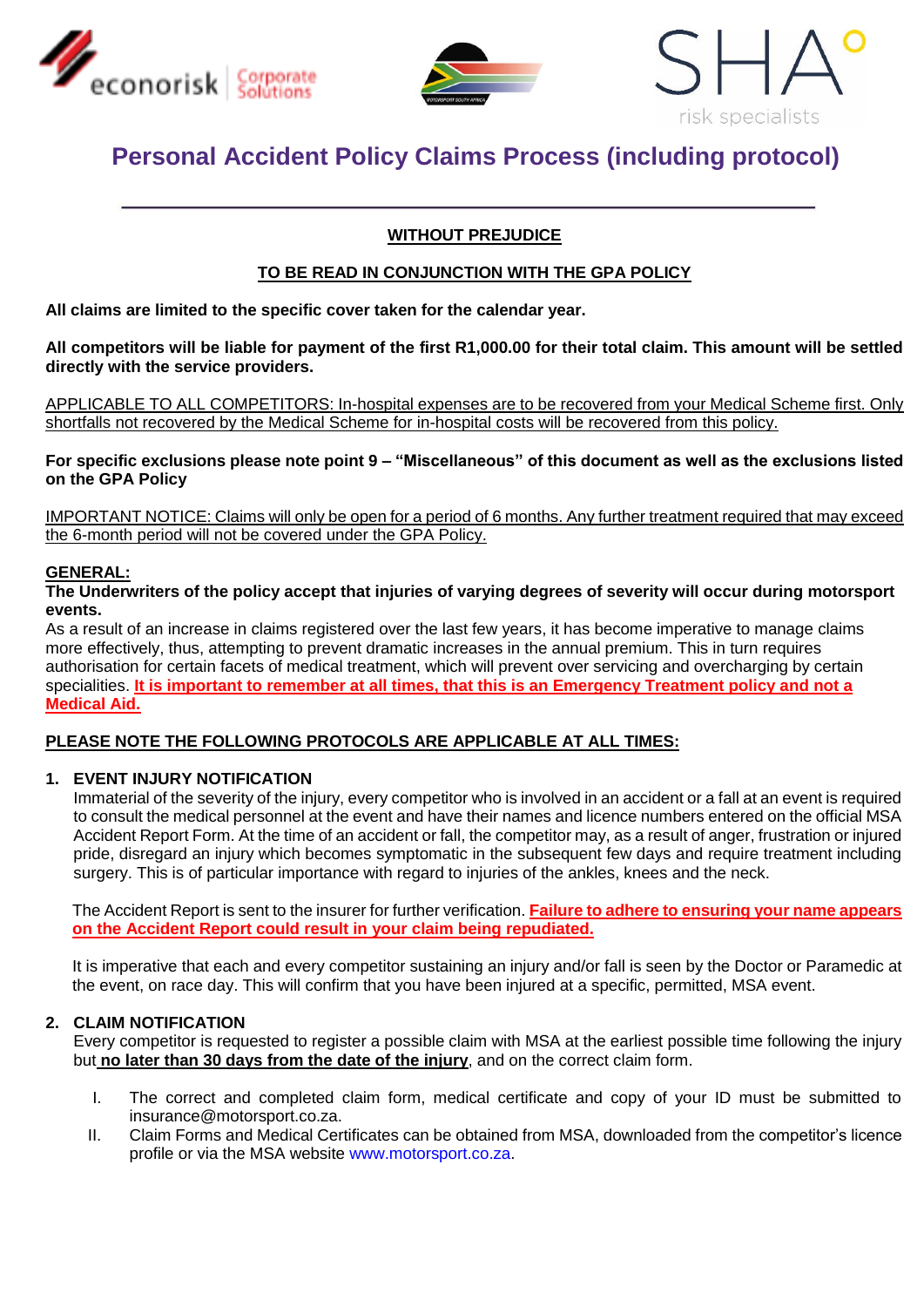# Personal Accident Policy Claims Process (including protocol)

**WITHOUT PREJUDICE**

**TO BE READ IN CONJUNCTION WITH THE GPA POLICY**

**All claims are limited to the specific cover taken for the calendar year.**

**All competitors will be liable for payment of the first R1,000.00 for their total claim. This amount will be settled directly with the service providers.**

APPLICABLE TO ALL COMPETITORS: In-hospital expenses are to be recovered from your Medical Scheme first. Only shortfalls not recovered by the Medical Scheme for in-hospital costs will be recovered from this policy.

**For specific exclusions please note point 9 – "Miscellaneous" of this document as well as the exclusions listed on the GPA Policy**

IMPORTANT NOTICE: Claims will only be open for a period of 6 months. Any further treatment required that may exceed the 6-month period will not be covered under the GPA Policy.

**GENERAL:**

**The Underwriters of the policy accept that injuries of varying degrees of severity will occur during motorsport events.**

As a result of an increase in claims registered over the last few years, it has become imperative to manage claims more effectively, thus, attempting to prevent dramatic increases in the annual premium. This in turn requires authorisation for certain facets of medical treatment, which will prevent over servicing and overcharging by certain specialities. **It is important to remember at all times, that this is an Emergency Treatment policy and not a Medical Aid.**

**PLEASE NOTE THE FOLLOWING PROTOCOLS ARE APPLICABLE AT ALL TIMES:**

## 1. EVENT INJURY NOTIFICATION

Immaterial of the severity of the injury, every competitor who is involved in an accident or a fall at an event is required to consult the medical personnel at the event and have their names and licence numbers entered on the official MSA Accident Report Form. At the time of an accident or fall, the competitor may, as a result of anger, frustration or injured pride, disregard an injury which becomes symptomatic in the subsequent few days and require treatment including surgery. This is of particular importance with regard to injuries of the ankles, knees and the neck.

The Accident Report is sent to the insurer for further verification. **Failure to adhere to ensuring your name appears on the Accident Report could result in your claim being repudiated.**

It is imperative that each and every competitor sustaining an injury and/or fall is seen by the Doctor or Paramedic at the event, on race day. This will confirm that you have been injured at a specific, permitted, MSA event.

## 2. CLAIM NOTIFICATION

Every competitor is requested to register a possible claim with MSA at the earliest possible time following the injury but **no later than 30 days from the date of the injury**, and on the correct claim form.

I. The correct and completed claim form, medical certificate and copy of your ID must be submitted to insurance@motorsport.co.za.

II. Claim Forms and Medical Certificates can be obtained from MSA, downloaded from the competitor's licence profile or via the MSA website www.motorsport.co.za.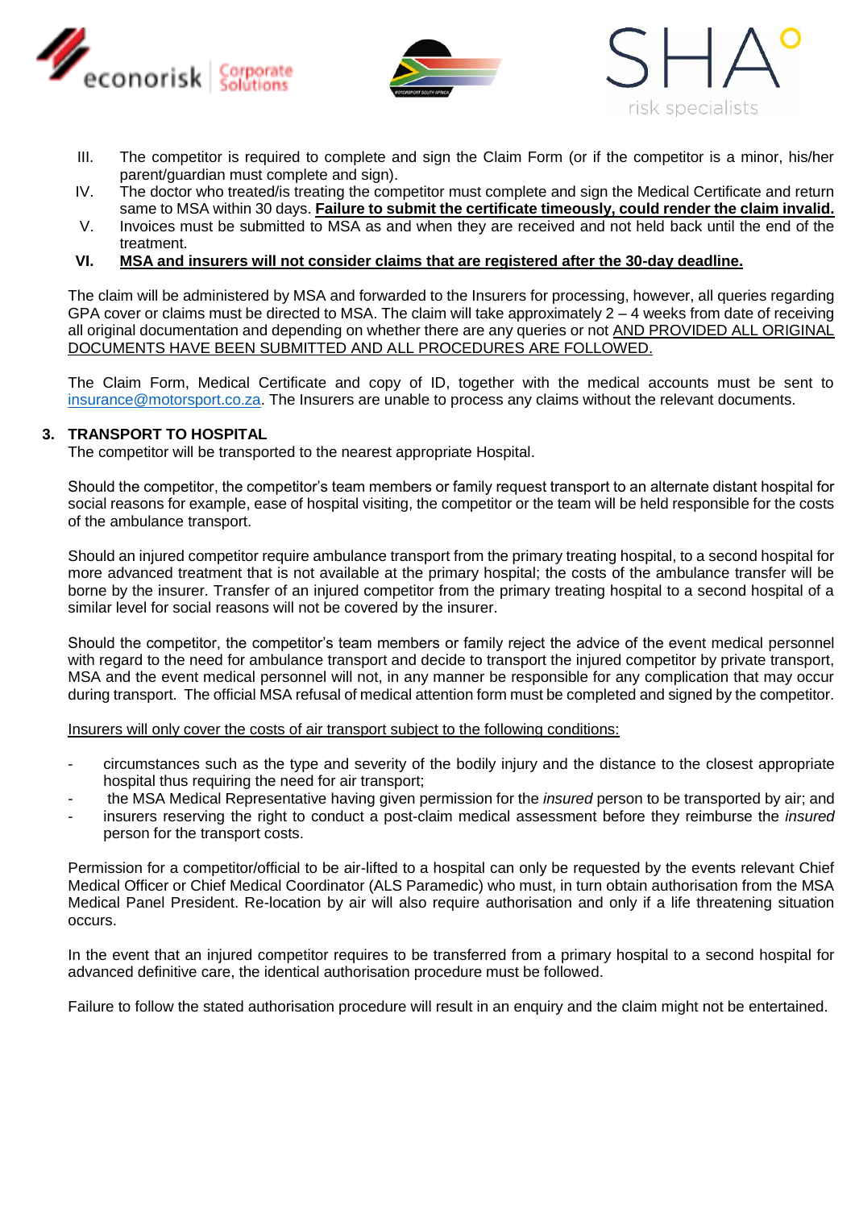III. The competitor is required to complete and sign the Claim Form (or if the competitor is a minor, his/her parent/guardian must complete and sign).

IV. The doctor who treated/is treating the competitor must complete and sign the Medical Certificate and return same to MSA within 30 days. **<u>Failure to submit the certificate timeously, could render the claim invalid.</u>**

V. Invoices must be submitted to MSA as and when they are received and not held back until the end of the treatment.

**VI. <u>MSA and insurers will not consider claims that are registered after the 30-day deadline.</u>**

The claim will be administered by MSA and forwarded to the Insurers for processing, however, all queries regarding GPA cover or claims must be directed to MSA. The claim will take approximately 2 – 4 weeks from date of receiving all original documentation and depending on whether there are any queries or not <u>AND PROVIDED ALL ORIGINAL DOCUMENTS HAVE BEEN SUBMITTED AND ALL PROCEDURES ARE FOLLOWED.</u>

The Claim Form, Medical Certificate and copy of ID, together with the medical accounts must be sent to insurance@motorsport.co.za. The Insurers are unable to process any claims without the relevant documents.

## 3. TRANSPORT TO HOSPITAL

The competitor will be transported to the nearest appropriate Hospital.

Should the competitor, the competitor's team members or family request transport to an alternate distant hospital for social reasons for example, ease of hospital visiting, the competitor or the team will be held responsible for the costs of the ambulance transport.

Should an injured competitor require ambulance transport from the primary treating hospital, to a second hospital for more advanced treatment that is not available at the primary hospital; the costs of the ambulance transfer will be borne by the insurer. Transfer of an injured competitor from the primary treating hospital to a second hospital of a similar level for social reasons will not be covered by the insurer.

Should the competitor, the competitor's team members or family reject the advice of the event medical personnel with regard to the need for ambulance transport and decide to transport the injured competitor by private transport, MSA and the event medical personnel will not, in any manner be responsible for any complication that may occur during transport. The official MSA refusal of medical attention form must be completed and signed by the competitor.

<u>Insurers will only cover the costs of air transport subject to the following conditions:</u>

- circumstances such as the type and severity of the bodily injury and the distance to the closest appropriate hospital thus requiring the need for air transport;
- the MSA Medical Representative having given permission for the *insured* person to be transported by air; and
- insurers reserving the right to conduct a post-claim medical assessment before they reimburse the *insured* person for the transport costs.

Permission for a competitor/official to be air-lifted to a hospital can only be requested by the events relevant Chief Medical Officer or Chief Medical Coordinator (ALS Paramedic) who must, in turn obtain authorisation from the MSA Medical Panel President. Re-location by air will also require authorisation and only if a life threatening situation occurs.

In the event that an injured competitor requires to be transferred from a primary hospital to a second hospital for advanced definitive care, the identical authorisation procedure must be followed.

Failure to follow the stated authorisation procedure will result in an enquiry and the claim might not be entertained.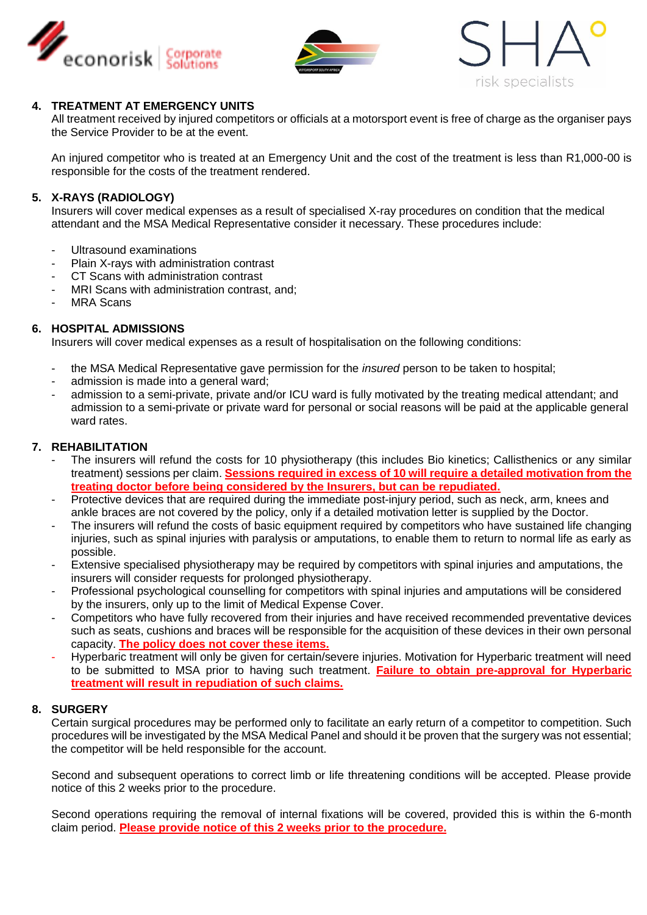## 4. TREATMENT AT EMERGENCY UNITS

All treatment received by injured competitors or officials at a motorsport event is free of charge as the organiser pays the Service Provider to be at the event.

An injured competitor who is treated at an Emergency Unit and the cost of the treatment is less than R1,000-00 is responsible for the costs of the treatment rendered.

## 5. X-RAYS (RADIOLOGY)

Insurers will cover medical expenses as a result of specialised X-ray procedures on condition that the medical attendant and the MSA Medical Representative consider it necessary. These procedures include:

- Ultrasound examinations
- Plain X-rays with administration contrast
- CT Scans with administration contrast
- MRI Scans with administration contrast, and;
- MRA Scans

## 6. HOSPITAL ADMISSIONS

Insurers will cover medical expenses as a result of hospitalisation on the following conditions:

- the MSA Medical Representative gave permission for the *insured* person to be taken to hospital;
- admission is made into a general ward;
- admission to a semi-private, private and/or ICU ward is fully motivated by the treating medical attendant; and admission to a semi-private or private ward for personal or social reasons will be paid at the applicable general ward rates.

## 7. REHABILITATION

- The insurers will refund the costs for 10 physiotherapy (this includes Bio kinetics; Callisthenics or any similar treatment) sessions per claim. **Sessions required in excess of 10 will require a detailed motivation from the treating doctor before being considered by the Insurers, but can be repudiated.**
- Protective devices that are required during the immediate post-injury period, such as neck, arm, knees and ankle braces are not covered by the policy, only if a detailed motivation letter is supplied by the Doctor.
- The insurers will refund the costs of basic equipment required by competitors who have sustained life changing injuries, such as spinal injuries with paralysis or amputations, to enable them to return to normal life as early as possible.
- Extensive specialised physiotherapy may be required by competitors with spinal injuries and amputations, the insurers will consider requests for prolonged physiotherapy.
- Professional psychological counselling for competitors with spinal injuries and amputations will be considered by the insurers, only up to the limit of Medical Expense Cover.
- Competitors who have fully recovered from their injuries and have received recommended preventative devices such as seats, cushions and braces will be responsible for the acquisition of these devices in their own personal capacity. **The policy does not cover these items.**
- Hyperbaric treatment will only be given for certain/severe injuries. Motivation for Hyperbaric treatment will need to be submitted to MSA prior to having such treatment. **Failure to obtain pre-approval for Hyperbaric treatment will result in repudiation of such claims.**

## 8. SURGERY

Certain surgical procedures may be performed only to facilitate an early return of a competitor to competition. Such procedures will be investigated by the MSA Medical Panel and should it be proven that the surgery was not essential; the competitor will be held responsible for the account.

Second and subsequent operations to correct limb or life threatening conditions will be accepted. Please provide notice of this 2 weeks prior to the procedure.

Second operations requiring the removal of internal fixations will be covered, provided this is within the 6-month claim period. **Please provide notice of this 2 weeks prior to the procedure.**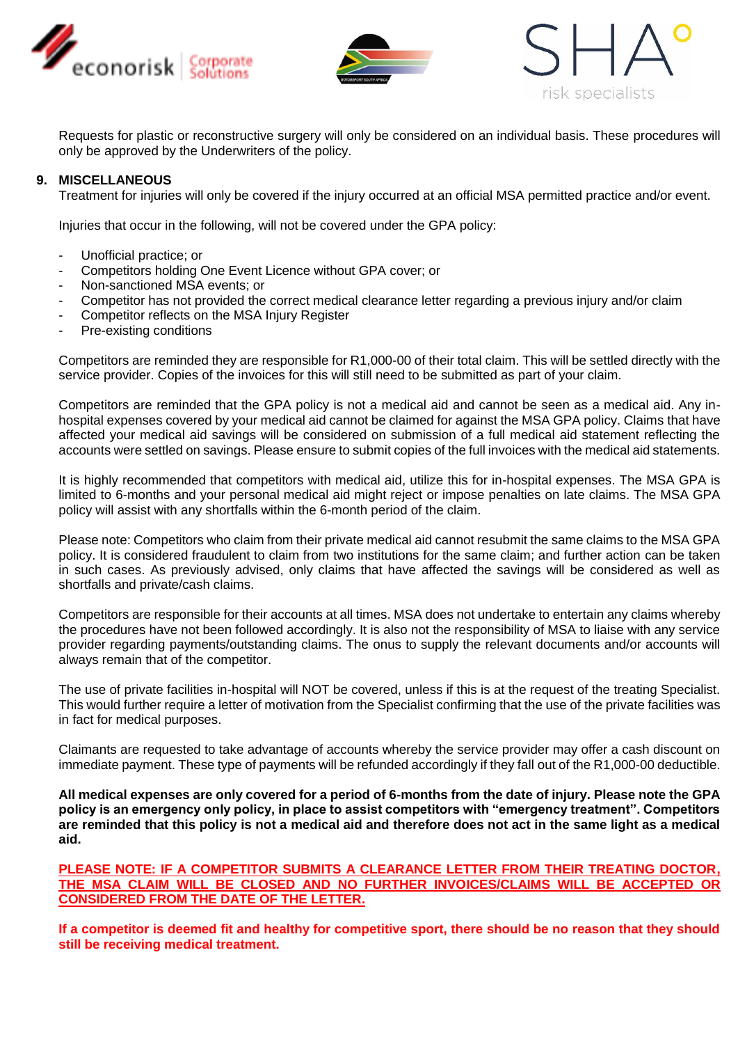Requests for plastic or reconstructive surgery will only be considered on an individual basis. These procedures will only be approved by the Underwriters of the policy.

## 9. MISCELLANEOUS

Treatment for injuries will only be covered if the injury occurred at an official MSA permitted practice and/or event.

Injuries that occur in the following, will not be covered under the GPA policy:

- Unofficial practice; or
- Competitors holding One Event Licence without GPA cover; or
- Non-sanctioned MSA events; or
- Competitor has not provided the correct medical clearance letter regarding a previous injury and/or claim
- Competitor reflects on the MSA Injury Register
- Pre-existing conditions

Competitors are reminded they are responsible for R1,000-00 of their total claim. This will be settled directly with the service provider. Copies of the invoices for this will still need to be submitted as part of your claim.

Competitors are reminded that the GPA policy is not a medical aid and cannot be seen as a medical aid. Any in-hospital expenses covered by your medical aid cannot be claimed for against the MSA GPA policy. Claims that have affected your medical aid savings will be considered on submission of a full medical aid statement reflecting the accounts were settled on savings. Please ensure to submit copies of the full invoices with the medical aid statements.

It is highly recommended that competitors with medical aid, utilize this for in-hospital expenses. The MSA GPA is limited to 6-months and your personal medical aid might reject or impose penalties on late claims. The MSA GPA policy will assist with any shortfalls within the 6-month period of the claim.

Please note: Competitors who claim from their private medical aid cannot resubmit the same claims to the MSA GPA policy. It is considered fraudulent to claim from two institutions for the same claim; and further action can be taken in such cases. As previously advised, only claims that have affected the savings will be considered as well as shortfalls and private/cash claims.

Competitors are responsible for their accounts at all times. MSA does not undertake to entertain any claims whereby the procedures have not been followed accordingly. It is also not the responsibility of MSA to liaise with any service provider regarding payments/outstanding claims. The onus to supply the relevant documents and/or accounts will always remain that of the competitor.

The use of private facilities in-hospital will NOT be covered, unless if this is at the request of the treating Specialist. This would further require a letter of motivation from the Specialist confirming that the use of the private facilities was in fact for medical purposes.

Claimants are requested to take advantage of accounts whereby the service provider may offer a cash discount on immediate payment. These type of payments will be refunded accordingly if they fall out of the R1,000-00 deductible.

**All medical expenses are only covered for a period of 6-months from the date of injury. Please note the GPA policy is an emergency only policy, in place to assist competitors with "emergency treatment". Competitors are reminded that this policy is not a medical aid and therefore does not act in the same light as a medical aid.**

**PLEASE NOTE: IF A COMPETITOR SUBMITS A CLEARANCE LETTER FROM THEIR TREATING DOCTOR, THE MSA CLAIM WILL BE CLOSED AND NO FURTHER INVOICES/CLAIMS WILL BE ACCEPTED OR CONSIDERED FROM THE DATE OF THE LETTER.**

**If a competitor is deemed fit and healthy for competitive sport, there should be no reason that they should still be receiving medical treatment.**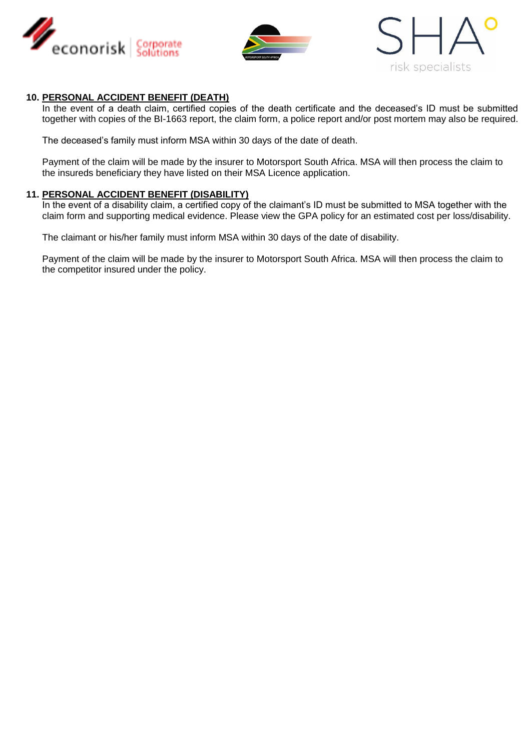**10. <u>PERSONAL ACCIDENT BENEFIT (DEATH)</u>**

In the event of a death claim, certified copies of the death certificate and the deceased's ID must be submitted together with copies of the BI-1663 report, the claim form, a police report and/or post mortem may also be required.

The deceased's family must inform MSA within 30 days of the date of death.

Payment of the claim will be made by the insurer to Motorsport South Africa. MSA will then process the claim to the insureds beneficiary they have listed on their MSA Licence application.

**11. <u>PERSONAL ACCIDENT BENEFIT (DISABILITY)</u>**

In the event of a disability claim, a certified copy of the claimant's ID must be submitted to MSA together with the claim form and supporting medical evidence. Please view the GPA policy for an estimated cost per loss/disability.

The claimant or his/her family must inform MSA within 30 days of the date of disability.

Payment of the claim will be made by the insurer to Motorsport South Africa. MSA will then process the claim to the competitor insured under the policy.